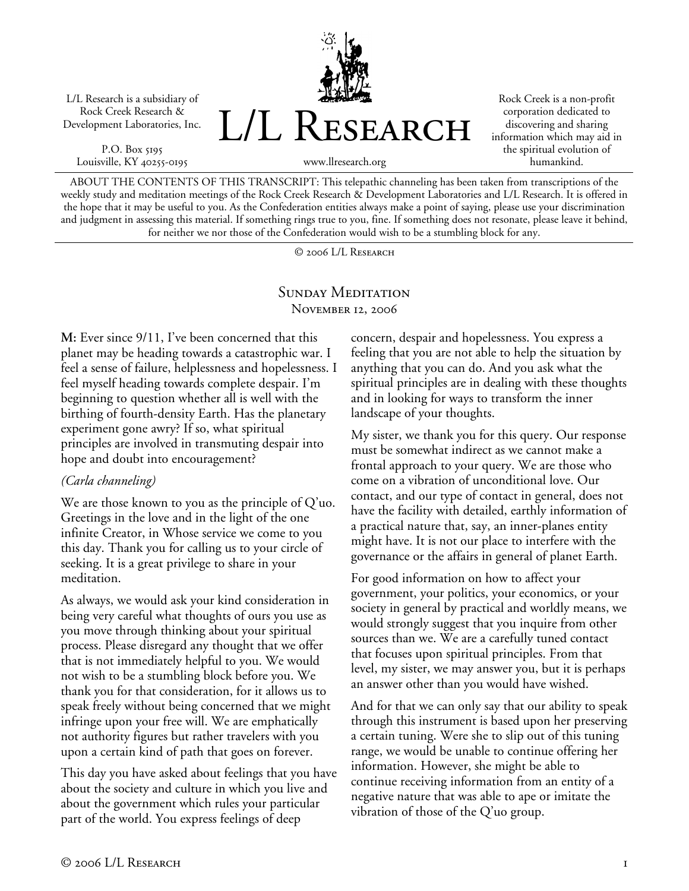L/L Research is a subsidiary of Rock Creek Research & Development Laboratories, Inc.

P.O. Box 5195
Louisville, KY 40255-0195

# L/L Research

www.llresearch.org

Rock Creek is a non-profit corporation dedicated to discovering and sharing information which may aid in the spiritual evolution of humankind.

ABOUT THE CONTENTS OF THIS TRANSCRIPT: This telepathic channeling has been taken from transcriptions of the weekly study and meditation meetings of the Rock Creek Research & Development Laboratories and L/L Research. It is offered in the hope that it may be useful to you. As the Confederation entities always make a point of saying, please use your discrimination and judgment in assessing this material. If something rings true to you, fine. If something does not resonate, please leave it behind, for neither we nor those of the Confederation would wish to be a stumbling block for any.

© 2006 L/L Research

## Sunday Meditation

### November 12, 2006

**M:** Ever since 9/11, I've been concerned that this planet may be heading towards a catastrophic war. I feel a sense of failure, helplessness and hopelessness. I feel myself heading towards complete despair. I'm beginning to question whether all is well with the birthing of fourth-density Earth. Has the planetary experiment gone awry? If so, what spiritual principles are involved in transmuting despair into hope and doubt into encouragement?

*(Carla channeling)*

We are those known to you as the principle of Q'uo. Greetings in the love and in the light of the one infinite Creator, in Whose service we come to you this day. Thank you for calling us to your circle of seeking. It is a great privilege to share in your meditation.

As always, we would ask your kind consideration in being very careful what thoughts of ours you use as you move through thinking about your spiritual process. Please disregard any thought that we offer that is not immediately helpful to you. We would not wish to be a stumbling block before you. We thank you for that consideration, for it allows us to speak freely without being concerned that we might infringe upon your free will. We are emphatically not authority figures but rather travelers with you upon a certain kind of path that goes on forever.

This day you have asked about feelings that you have about the society and culture in which you live and about the government which rules your particular part of the world. You express feelings of deep concern, despair and hopelessness. You express a feeling that you are not able to help the situation by anything that you can do. And you ask what the spiritual principles are in dealing with these thoughts and in looking for ways to transform the inner landscape of your thoughts.

My sister, we thank you for this query. Our response must be somewhat indirect as we cannot make a frontal approach to your query. We are those who come on a vibration of unconditional love. Our contact, and our type of contact in general, does not have the facility with detailed, earthly information of a practical nature that, say, an inner-planes entity might have. It is not our place to interfere with the governance or the affairs in general of planet Earth.

For good information on how to affect your government, your politics, your economics, or your society in general by practical and worldly means, we would strongly suggest that you inquire from other sources than we. We are a carefully tuned contact that focuses upon spiritual principles. From that level, my sister, we may answer you, but it is perhaps an answer other than you would have wished.

And for that we can only say that our ability to speak through this instrument is based upon her preserving a certain tuning. Were she to slip out of this tuning range, we would be unable to continue offering her information. However, she might be able to continue receiving information from an entity of a negative nature that was able to ape or imitate the vibration of those of the Q'uo group.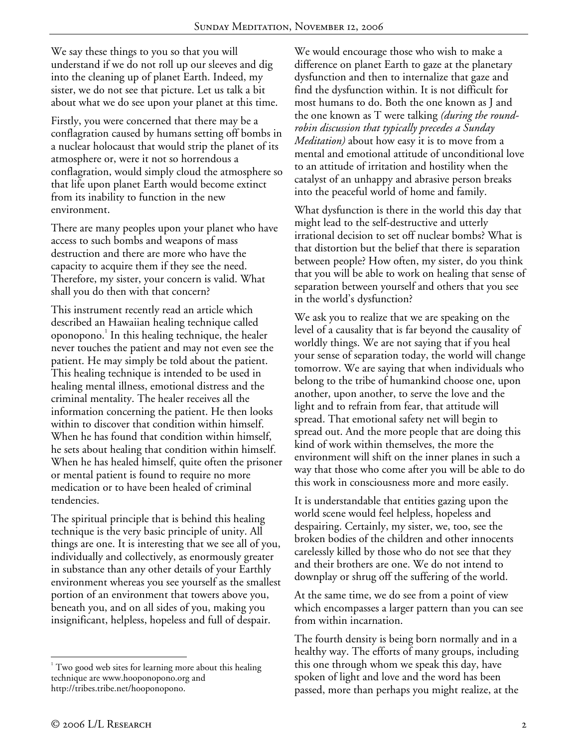We say these things to you so that you will understand if we do not roll up our sleeves and dig into the cleaning up of planet Earth. Indeed, my sister, we do not see that picture. Let us talk a bit about what we do see upon your planet at this time.

Firstly, you were concerned that there may be a conflagration caused by humans setting off bombs in a nuclear holocaust that would strip the planet of its atmosphere or, were it not so horrendous a conflagration, would simply cloud the atmosphere so that life upon planet Earth would become extinct from its inability to function in the new environment.

There are many peoples upon your planet who have access to such bombs and weapons of mass destruction and there are more who have the capacity to acquire them if they see the need. Therefore, my sister, your concern is valid. What shall you do then with that concern?

This instrument recently read an article which described an Hawaiian healing technique called oponopono.[1] In this healing technique, the healer never touches the patient and may not even see the patient. He may simply be told about the patient. This healing technique is intended to be used in healing mental illness, emotional distress and the criminal mentality. The healer receives all the information concerning the patient. He then looks within to discover that condition within himself. When he has found that condition within himself, he sets about healing that condition within himself. When he has healed himself, quite often the prisoner or mental patient is found to require no more medication or to have been healed of criminal tendencies.

The spiritual principle that is behind this healing technique is the very basic principle of unity. All things are one. It is interesting that we see all of you, individually and collectively, as enormously greater in substance than any other details of your Earthly environment whereas you see yourself as the smallest portion of an environment that towers above you, beneath you, and on all sides of you, making you insignificant, helpless, hopeless and full of despair.

We would encourage those who wish to make a difference on planet Earth to gaze at the planetary dysfunction and then to internalize that gaze and find the dysfunction within. It is not difficult for most humans to do. Both the one known as J and the one known as T were talking *(during the round-robin discussion that typically precedes a Sunday Meditation)* about how easy it is to move from a mental and emotional attitude of unconditional love to an attitude of irritation and hostility when the catalyst of an unhappy and abrasive person breaks into the peaceful world of home and family.

What dysfunction is there in the world this day that might lead to the self-destructive and utterly irrational decision to set off nuclear bombs? What is that distortion but the belief that there is separation between people? How often, my sister, do you think that you will be able to work on healing that sense of separation between yourself and others that you see in the world's dysfunction?

We ask you to realize that we are speaking on the level of a causality that is far beyond the causality of worldly things. We are not saying that if you heal your sense of separation today, the world will change tomorrow. We are saying that when individuals who belong to the tribe of humankind choose one, upon another, upon another, to serve the love and the light and to refrain from fear, that attitude will spread. That emotional safety net will begin to spread out. And the more people that are doing this kind of work within themselves, the more the environment will shift on the inner planes in such a way that those who come after you will be able to do this work in consciousness more and more easily.

It is understandable that entities gazing upon the world scene would feel helpless, hopeless and despairing. Certainly, my sister, we, too, see the broken bodies of the children and other innocents carelessly killed by those who do not see that they and their brothers are one. We do not intend to downplay or shrug off the suffering of the world.

At the same time, we do see from a point of view which encompasses a larger pattern than you can see from within incarnation.

The fourth density is being born normally and in a healthy way. The efforts of many groups, including this one through whom we speak this day, have spoken of light and love and the word has been passed, more than perhaps you might realize, at the

---

[1] Two good web sites for learning more about this healing technique are www.hooponopono.org and http://tribes.tribe.net/hooponopono.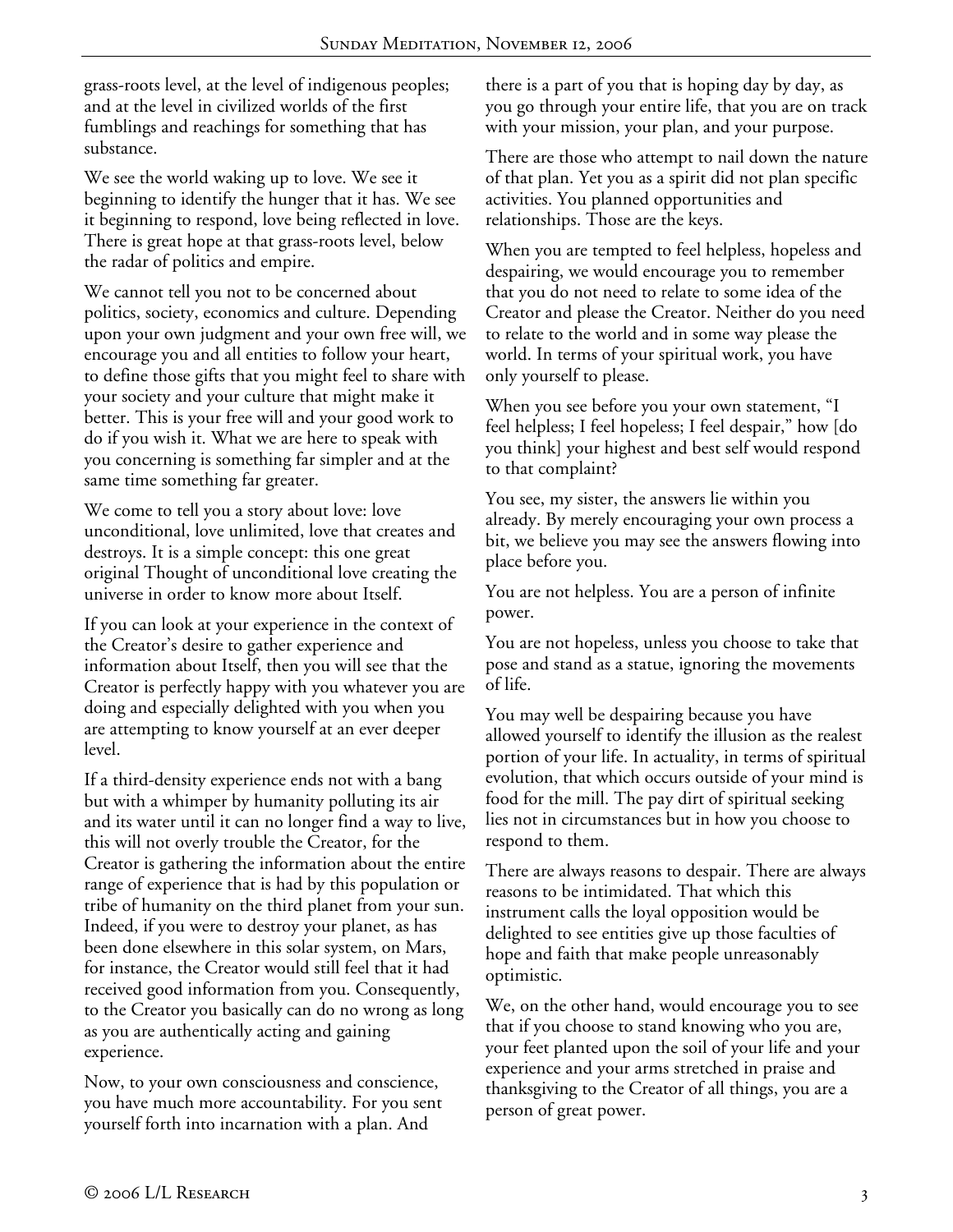grass-roots level, at the level of indigenous peoples; and at the level in civilized worlds of the first fumblings and reachings for something that has substance.

We see the world waking up to love. We see it beginning to identify the hunger that it has. We see it beginning to respond, love being reflected in love. There is great hope at that grass-roots level, below the radar of politics and empire.

We cannot tell you not to be concerned about politics, society, economics and culture. Depending upon your own judgment and your own free will, we encourage you and all entities to follow your heart, to define those gifts that you might feel to share with your society and your culture that might make it better. This is your free will and your good work to do if you wish it. What we are here to speak with you concerning is something far simpler and at the same time something far greater.

We come to tell you a story about love: love unconditional, love unlimited, love that creates and destroys. It is a simple concept: this one great original Thought of unconditional love creating the universe in order to know more about Itself.

If you can look at your experience in the context of the Creator's desire to gather experience and information about Itself, then you will see that the Creator is perfectly happy with you whatever you are doing and especially delighted with you when you are attempting to know yourself at an ever deeper level.

If a third-density experience ends not with a bang but with a whimper by humanity polluting its air and its water until it can no longer find a way to live, this will not overly trouble the Creator, for the Creator is gathering the information about the entire range of experience that is had by this population or tribe of humanity on the third planet from your sun. Indeed, if you were to destroy your planet, as has been done elsewhere in this solar system, on Mars, for instance, the Creator would still feel that it had received good information from you. Consequently, to the Creator you basically can do no wrong as long as you are authentically acting and gaining experience.

Now, to your own consciousness and conscience, you have much more accountability. For you sent yourself forth into incarnation with a plan. And there is a part of you that is hoping day by day, as you go through your entire life, that you are on track with your mission, your plan, and your purpose.

There are those who attempt to nail down the nature of that plan. Yet you as a spirit did not plan specific activities. You planned opportunities and relationships. Those are the keys.

When you are tempted to feel helpless, hopeless and despairing, we would encourage you to remember that you do not need to relate to some idea of the Creator and please the Creator. Neither do you need to relate to the world and in some way please the world. In terms of your spiritual work, you have only yourself to please.

When you see before you your own statement, "I feel helpless; I feel hopeless; I feel despair," how [do you think] your highest and best self would respond to that complaint?

You see, my sister, the answers lie within you already. By merely encouraging your own process a bit, we believe you may see the answers flowing into place before you.

You are not helpless. You are a person of infinite power.

You are not hopeless, unless you choose to take that pose and stand as a statue, ignoring the movements of life.

You may well be despairing because you have allowed yourself to identify the illusion as the realest portion of your life. In actuality, in terms of spiritual evolution, that which occurs outside of your mind is food for the mill. The pay dirt of spiritual seeking lies not in circumstances but in how you choose to respond to them.

There are always reasons to despair. There are always reasons to be intimidated. That which this instrument calls the loyal opposition would be delighted to see entities give up those faculties of hope and faith that make people unreasonably optimistic.

We, on the other hand, would encourage you to see that if you choose to stand knowing who you are, your feet planted upon the soil of your life and your experience and your arms stretched in praise and thanksgiving to the Creator of all things, you are a person of great power.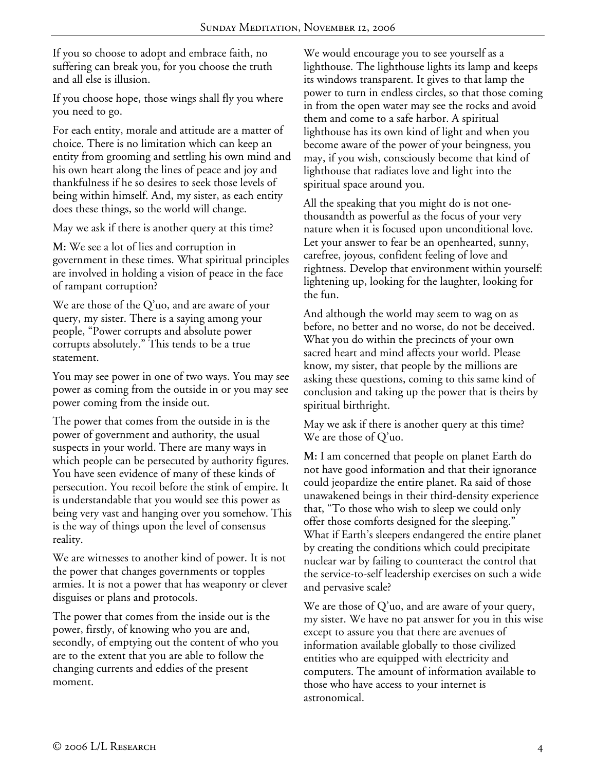If you so choose to adopt and embrace faith, no suffering can break you, for you choose the truth and all else is illusion.

If you choose hope, those wings shall fly you where you need to go.

For each entity, morale and attitude are a matter of choice. There is no limitation which can keep an entity from grooming and settling his own mind and his own heart along the lines of peace and joy and thankfulness if he so desires to seek those levels of being within himself. And, my sister, as each entity does these things, so the world will change.

May we ask if there is another query at this time?

**M:** We see a lot of lies and corruption in government in these times. What spiritual principles are involved in holding a vision of peace in the face of rampant corruption?

We are those of the Q'uo, and are aware of your query, my sister. There is a saying among your people, "Power corrupts and absolute power corrupts absolutely." This tends to be a true statement.

You may see power in one of two ways. You may see power as coming from the outside in or you may see power coming from the inside out.

The power that comes from the outside in is the power of government and authority, the usual suspects in your world. There are many ways in which people can be persecuted by authority figures. You have seen evidence of many of these kinds of persecution. You recoil before the stink of empire. It is understandable that you would see this power as being very vast and hanging over you somehow. This is the way of things upon the level of consensus reality.

We are witnesses to another kind of power. It is not the power that changes governments or topples armies. It is not a power that has weaponry or clever disguises or plans and protocols.

The power that comes from the inside out is the power, firstly, of knowing who you are and, secondly, of emptying out the content of who you are to the extent that you are able to follow the changing currents and eddies of the present moment.

We would encourage you to see yourself as a lighthouse. The lighthouse lights its lamp and keeps its windows transparent. It gives to that lamp the power to turn in endless circles, so that those coming in from the open water may see the rocks and avoid them and come to a safe harbor. A spiritual lighthouse has its own kind of light and when you become aware of the power of your beingness, you may, if you wish, consciously become that kind of lighthouse that radiates love and light into the spiritual space around you.

All the speaking that you might do is not one-thousandth as powerful as the focus of your very nature when it is focused upon unconditional love. Let your answer to fear be an openhearted, sunny, carefree, joyous, confident feeling of love and rightness. Develop that environment within yourself: lightening up, looking for the laughter, looking for the fun.

And although the world may seem to wag on as before, no better and no worse, do not be deceived. What you do within the precincts of your own sacred heart and mind affects your world. Please know, my sister, that people by the millions are asking these questions, coming to this same kind of conclusion and taking up the power that is theirs by spiritual birthright.

May we ask if there is another query at this time? We are those of Q'uo.

**M:** I am concerned that people on planet Earth do not have good information and that their ignorance could jeopardize the entire planet. Ra said of those unawakened beings in their third-density experience that, "To those who wish to sleep we could only offer those comforts designed for the sleeping." What if Earth's sleepers endangered the entire planet by creating the conditions which could precipitate nuclear war by failing to counteract the control that the service-to-self leadership exercises on such a wide and pervasive scale?

We are those of Q'uo, and are aware of your query, my sister. We have no pat answer for you in this wise except to assure you that there are avenues of information available globally to those civilized entities who are equipped with electricity and computers. The amount of information available to those who have access to your internet is astronomical.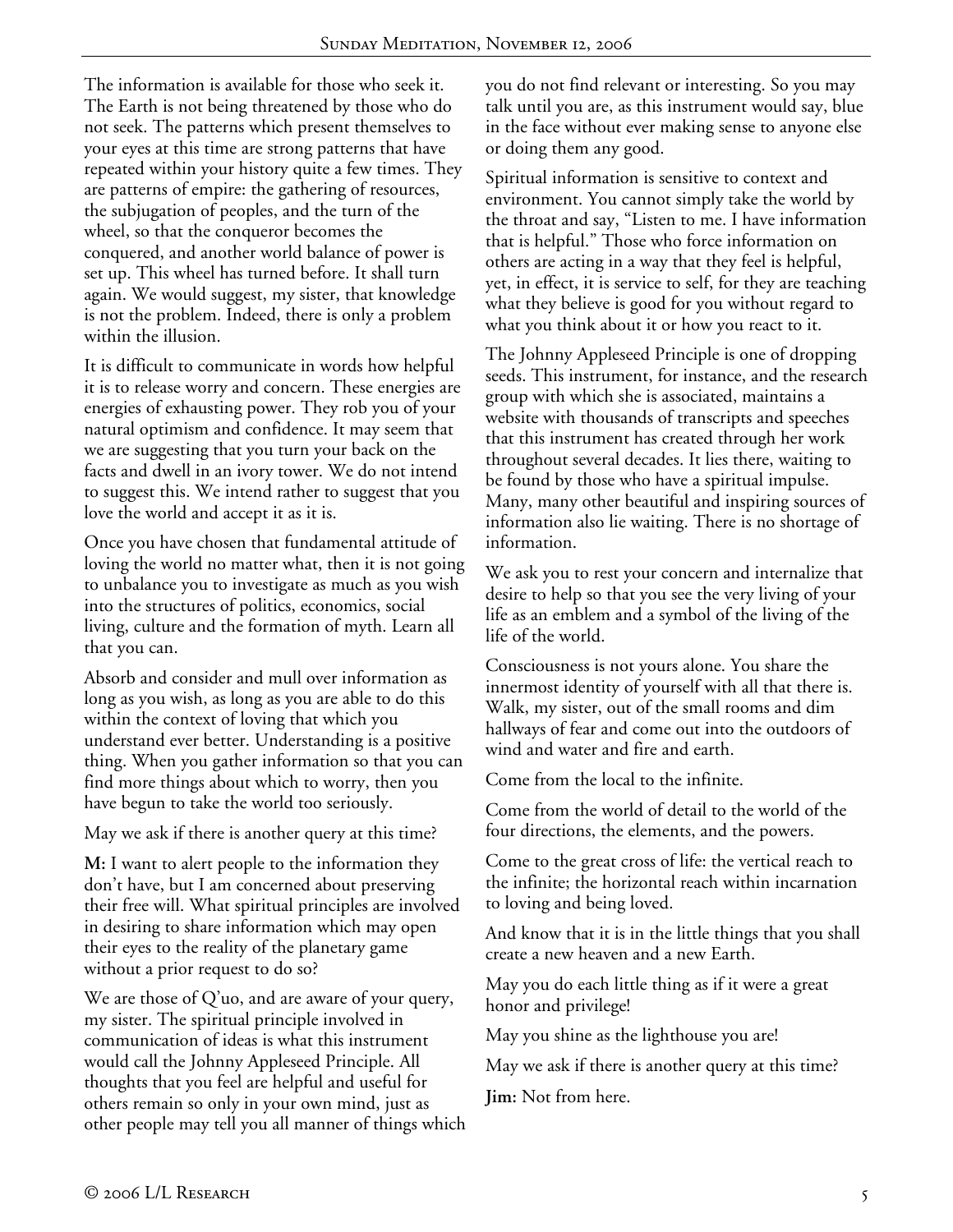The information is available for those who seek it. The Earth is not being threatened by those who do not seek. The patterns which present themselves to your eyes at this time are strong patterns that have repeated within your history quite a few times. They are patterns of empire: the gathering of resources, the subjugation of peoples, and the turn of the wheel, so that the conqueror becomes the conquered, and another world balance of power is set up. This wheel has turned before. It shall turn again. We would suggest, my sister, that knowledge is not the problem. Indeed, there is only a problem within the illusion.

It is difficult to communicate in words how helpful it is to release worry and concern. These energies are energies of exhausting power. They rob you of your natural optimism and confidence. It may seem that we are suggesting that you turn your back on the facts and dwell in an ivory tower. We do not intend to suggest this. We intend rather to suggest that you love the world and accept it as it is.

Once you have chosen that fundamental attitude of loving the world no matter what, then it is not going to unbalance you to investigate as much as you wish into the structures of politics, economics, social living, culture and the formation of myth. Learn all that you can.

Absorb and consider and mull over information as long as you wish, as long as you are able to do this within the context of loving that which you understand ever better. Understanding is a positive thing. When you gather information so that you can find more things about which to worry, then you have begun to take the world too seriously.

May we ask if there is another query at this time?

**M:** I want to alert people to the information they don't have, but I am concerned about preserving their free will. What spiritual principles are involved in desiring to share information which may open their eyes to the reality of the planetary game without a prior request to do so?

We are those of Q'uo, and are aware of your query, my sister. The spiritual principle involved in communication of ideas is what this instrument would call the Johnny Appleseed Principle. All thoughts that you feel are helpful and useful for others remain so only in your own mind, just as other people may tell you all manner of things which you do not find relevant or interesting. So you may talk until you are, as this instrument would say, blue in the face without ever making sense to anyone else or doing them any good.

Spiritual information is sensitive to context and environment. You cannot simply take the world by the throat and say, "Listen to me. I have information that is helpful." Those who force information on others are acting in a way that they feel is helpful, yet, in effect, it is service to self, for they are teaching what they believe is good for you without regard to what you think about it or how you react to it.

The Johnny Appleseed Principle is one of dropping seeds. This instrument, for instance, and the research group with which she is associated, maintains a website with thousands of transcripts and speeches that this instrument has created through her work throughout several decades. It lies there, waiting to be found by those who have a spiritual impulse. Many, many other beautiful and inspiring sources of information also lie waiting. There is no shortage of information.

We ask you to rest your concern and internalize that desire to help so that you see the very living of your life as an emblem and a symbol of the living of the life of the world.

Consciousness is not yours alone. You share the innermost identity of yourself with all that there is. Walk, my sister, out of the small rooms and dim hallways of fear and come out into the outdoors of wind and water and fire and earth.

Come from the local to the infinite.

Come from the world of detail to the world of the four directions, the elements, and the powers.

Come to the great cross of life: the vertical reach to the infinite; the horizontal reach within incarnation to loving and being loved.

And know that it is in the little things that you shall create a new heaven and a new Earth.

May you do each little thing as if it were a great honor and privilege!

May you shine as the lighthouse you are!

May we ask if there is another query at this time?

**Jim:** Not from here.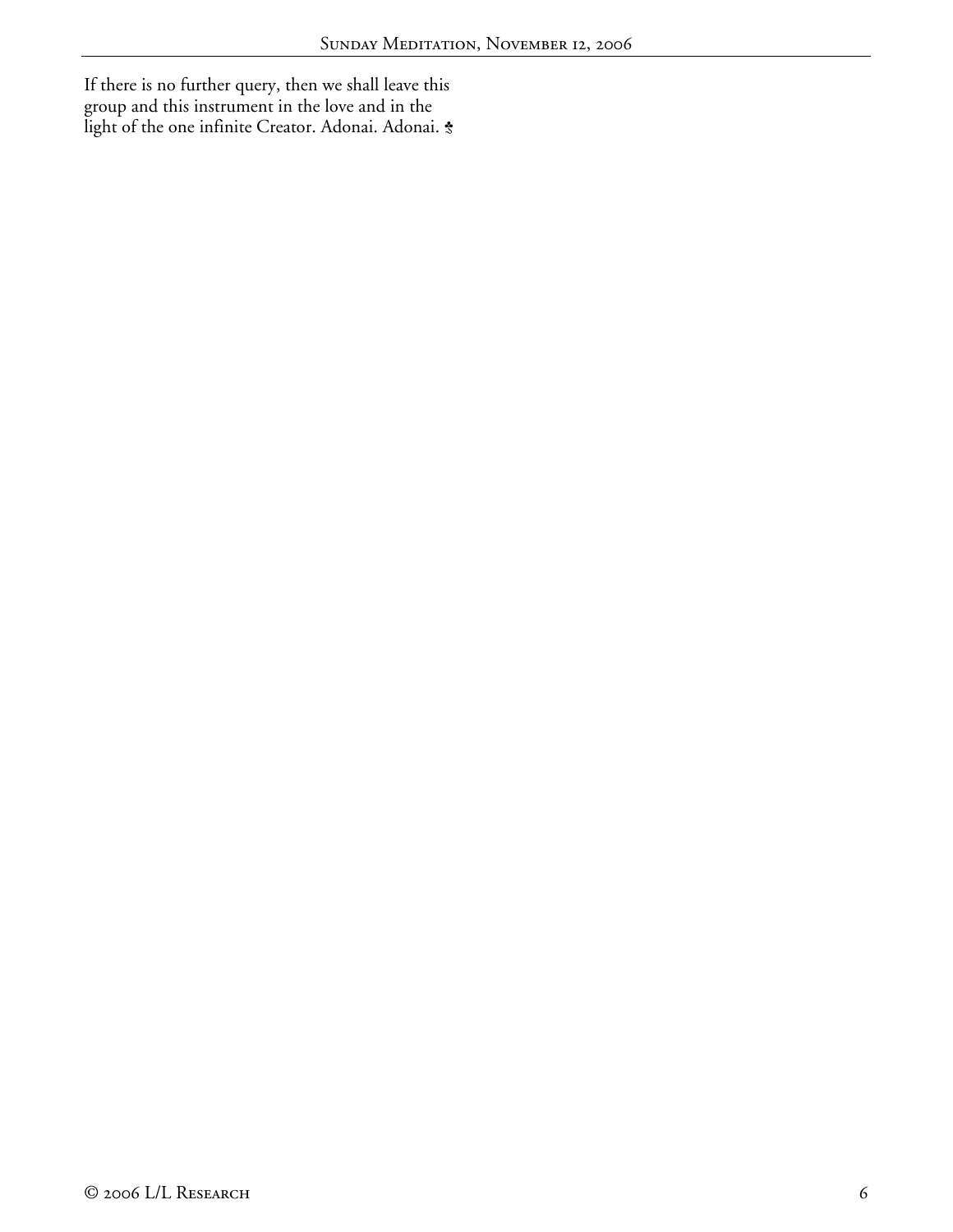If there is no further query, then we shall leave this group and this instrument in the love and in the light of the one infinite Creator. Adonai. Adonai. ♣